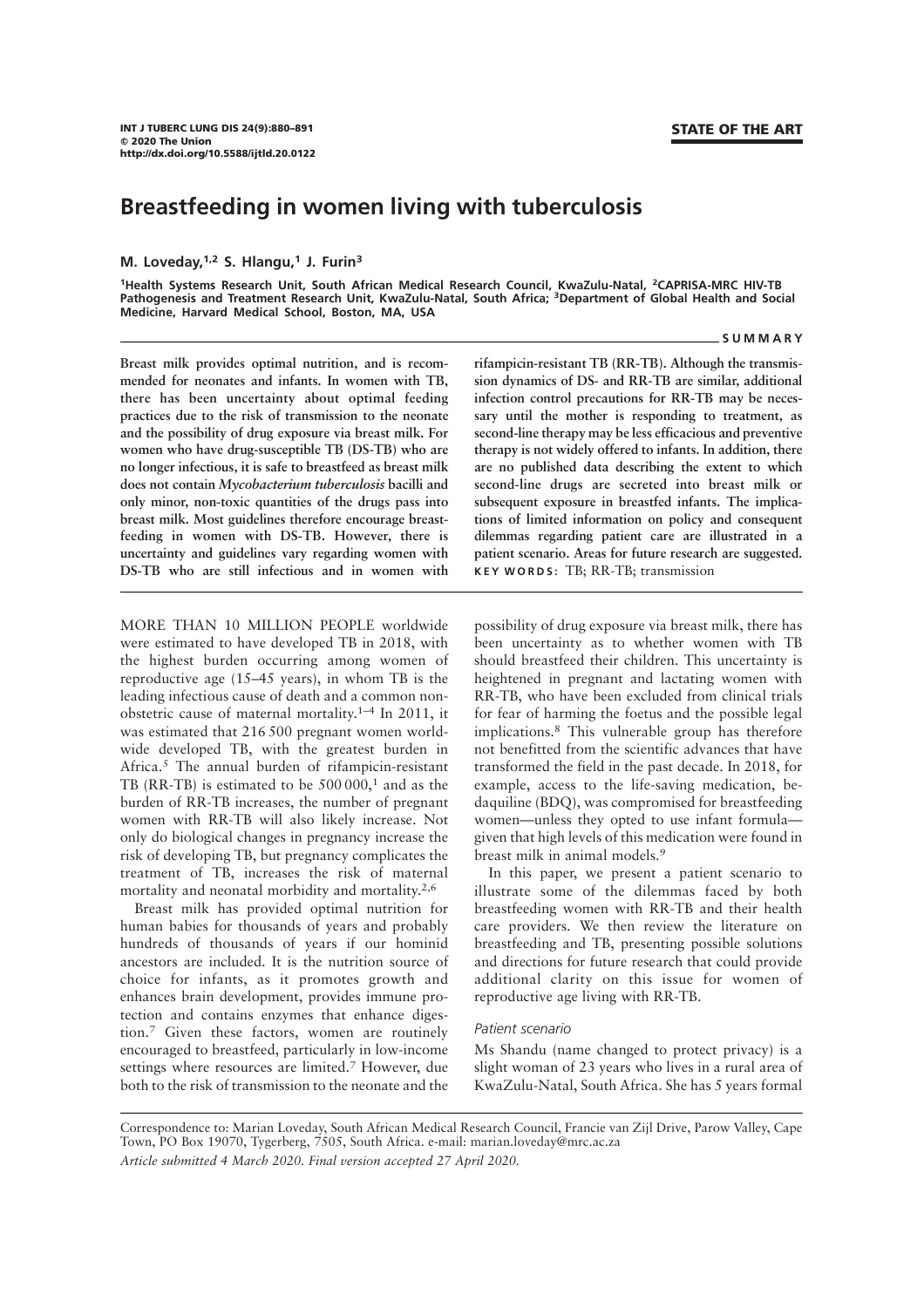STATE OF THE ART

# Breastfeeding in women living with tuberculosis

M. Loveday,[1,2] S. Hlangu,[1] J. Furin[3]

[1]Health Systems Research Unit, South African Medical Research Council, KwaZulu-Natal, [2]CAPRISA-MRC HIV-TB Pathogenesis and Treatment Research Unit, KwaZulu-Natal, South Africa; [3]Department of Global Health and Social Medicine, Harvard Medical School, Boston, MA, USA

## SUMMARY

**Breast milk provides optimal nutrition, and is recommended for neonates and infants. In women with TB, there has been uncertainty about optimal feeding practices due to the risk of transmission to the neonate and the possibility of drug exposure via breast milk. For women who have drug-susceptible TB (DS-TB) who are no longer infectious, it is safe to breastfeed as breast milk does not contain *Mycobacterium tuberculosis* bacilli and only minor, non-toxic quantities of the drugs pass into breast milk. Most guidelines therefore encourage breastfeeding in women with DS-TB. However, there is uncertainty and guidelines vary regarding women with DS-TB who are still infectious and in women with rifampicin-resistant TB (RR-TB). Although the transmission dynamics of DS- and RR-TB are similar, additional infection control precautions for RR-TB may be necessary until the mother is responding to treatment, as second-line therapy may be less efficacious and preventive therapy is not widely offered to infants. In addition, there are no published data describing the extent to which second-line drugs are secreted into breast milk or subsequent exposure in breastfed infants. The implications of limited information on policy and consequent dilemmas regarding patient care are illustrated in a patient scenario. Areas for future research are suggested.**

**KEY WORDS:** TB; RR-TB; transmission

MORE THAN 10 MILLION PEOPLE worldwide were estimated to have developed TB in 2018, with the highest burden occurring among women of reproductive age (15–45 years), in whom TB is the leading infectious cause of death and a common non-obstetric cause of maternal mortality.[1–4] In 2011, it was estimated that 216 500 pregnant women worldwide developed TB, with the greatest burden in Africa.[5] The annual burden of rifampicin-resistant TB (RR-TB) is estimated to be 500 000,[1] and as the burden of RR-TB increases, the number of pregnant women with RR-TB will also likely increase. Not only do biological changes in pregnancy increase the risk of developing TB, but pregnancy complicates the treatment of TB, increases the risk of maternal mortality and neonatal morbidity and mortality.[2,6]

Breast milk has provided optimal nutrition for human babies for thousands of years and probably hundreds of thousands of years if our hominid ancestors are included. It is the nutrition source of choice for infants, as it promotes growth and enhances brain development, provides immune protection and contains enzymes that enhance digestion.[7] Given these factors, women are routinely encouraged to breastfeed, particularly in low-income settings where resources are limited.[7] However, due both to the risk of transmission to the neonate and the possibility of drug exposure via breast milk, there has been uncertainty as to whether women with TB should breastfeed their children. This uncertainty is heightened in pregnant and lactating women with RR-TB, who have been excluded from clinical trials for fear of harming the foetus and the possible legal implications.[8] This vulnerable group has therefore not benefitted from the scientific advances that have transformed the field in the past decade. In 2018, for example, access to the life-saving medication, bedaquiline (BDQ), was compromised for breastfeeding women—unless they opted to use infant formula—given that high levels of this medication were found in breast milk in animal models.[9]

In this paper, we present a patient scenario to illustrate some of the dilemmas faced by both breastfeeding women with RR-TB and their health care providers. We then review the literature on breastfeeding and TB, presenting possible solutions and directions for future research that could provide additional clarity on this issue for women of reproductive age living with RR-TB.

### *Patient scenario*

Ms Shandu (name changed to protect privacy) is a slight woman of 23 years who lives in a rural area of KwaZulu-Natal, South Africa. She has 5 years formal

Correspondence to: Marian Loveday, South African Medical Research Council, Francie van Zijl Drive, Parow Valley, Cape Town, PO Box 19070, Tygerberg, 7505, South Africa. e-mail: marian.loveday@mrc.ac.za

*Article submitted 4 March 2020. Final version accepted 27 April 2020.*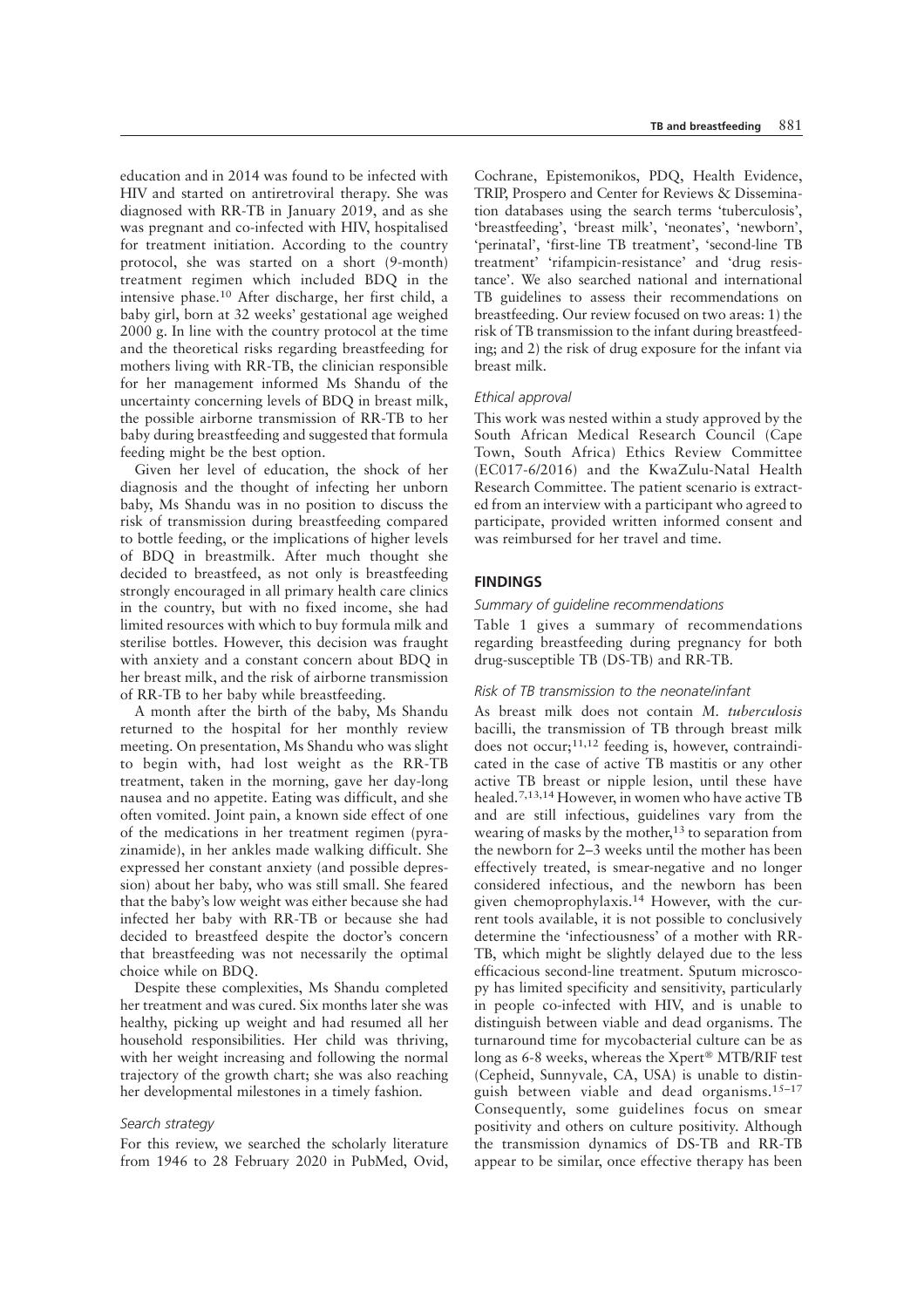education and in 2014 was found to be infected with HIV and started on antiretroviral therapy. She was diagnosed with RR-TB in January 2019, and as she was pregnant and co-infected with HIV, hospitalised for treatment initiation. According to the country protocol, she was started on a short (9-month) treatment regimen which included BDQ in the intensive phase.[10] After discharge, her first child, a baby girl, born at 32 weeks' gestational age weighed 2000 g. In line with the country protocol at the time and the theoretical risks regarding breastfeeding for mothers living with RR-TB, the clinician responsible for her management informed Ms Shandu of the uncertainty concerning levels of BDQ in breast milk, the possible airborne transmission of RR-TB to her baby during breastfeeding and suggested that formula feeding might be the best option.

Given her level of education, the shock of her diagnosis and the thought of infecting her unborn baby, Ms Shandu was in no position to discuss the risk of transmission during breastfeeding compared to bottle feeding, or the implications of higher levels of BDQ in breastmilk. After much thought she decided to breastfeed, as not only is breastfeeding strongly encouraged in all primary health care clinics in the country, but with no fixed income, she had limited resources with which to buy formula milk and sterilise bottles. However, this decision was fraught with anxiety and a constant concern about BDQ in her breast milk, and the risk of airborne transmission of RR-TB to her baby while breastfeeding.

A month after the birth of the baby, Ms Shandu returned to the hospital for her monthly review meeting. On presentation, Ms Shandu who was slight to begin with, had lost weight as the RR-TB treatment, taken in the morning, gave her day-long nausea and no appetite. Eating was difficult, and she often vomited. Joint pain, a known side effect of one of the medications in her treatment regimen (pyrazinamide), in her ankles made walking difficult. She expressed her constant anxiety (and possible depression) about her baby, who was still small. She feared that the baby's low weight was either because she had infected her baby with RR-TB or because she had decided to breastfeed despite the doctor's concern that breastfeeding was not necessarily the optimal choice while on BDQ.

Despite these complexities, Ms Shandu completed her treatment and was cured. Six months later she was healthy, picking up weight and had resumed all her household responsibilities. Her child was thriving, with her weight increasing and following the normal trajectory of the growth chart; she was also reaching her developmental milestones in a timely fashion.

### *Search strategy*

For this review, we searched the scholarly literature from 1946 to 28 February 2020 in PubMed, Ovid, Cochrane, Epistemonikos, PDQ, Health Evidence, TRIP, Prospero and Center for Reviews & Dissemination databases using the search terms 'tuberculosis', 'breastfeeding', 'breast milk', 'neonates', 'newborn', 'perinatal', 'first-line TB treatment', 'second-line TB treatment' 'rifampicin-resistance' and 'drug resistance'. We also searched national and international TB guidelines to assess their recommendations on breastfeeding. Our review focused on two areas: 1) the risk of TB transmission to the infant during breastfeeding; and 2) the risk of drug exposure for the infant via breast milk.

### *Ethical approval*

This work was nested within a study approved by the South African Medical Research Council (Cape Town, South Africa) Ethics Review Committee (EC017-6/2016) and the KwaZulu-Natal Health Research Committee. The patient scenario is extracted from an interview with a participant who agreed to participate, provided written informed consent and was reimbursed for her travel and time.

## FINDINGS

### *Summary of guideline recommendations*

Table 1 gives a summary of recommendations regarding breastfeeding during pregnancy for both drug-susceptible TB (DS-TB) and RR-TB.

### *Risk of TB transmission to the neonate/infant*

As breast milk does not contain *M. tuberculosis* bacilli, the transmission of TB through breast milk does not occur;[11,12] feeding is, however, contraindicated in the case of active TB mastitis or any other active TB breast or nipple lesion, until these have healed.[7,13,14] However, in women who have active TB and are still infectious, guidelines vary from the wearing of masks by the mother,[13] to separation from the newborn for 2–3 weeks until the mother has been effectively treated, is smear-negative and no longer considered infectious, and the newborn has been given chemoprophylaxis.[14] However, with the current tools available, it is not possible to conclusively determine the 'infectiousness' of a mother with RR-TB, which might be slightly delayed due to the less efficacious second-line treatment. Sputum microscopy has limited specificity and sensitivity, particularly in people co-infected with HIV, and is unable to distinguish between viable and dead organisms. The turnaround time for mycobacterial culture can be as long as 6-8 weeks, whereas the Xpert® MTB/RIF test (Cepheid, Sunnyvale, CA, USA) is unable to distinguish between viable and dead organisms.[15–17] Consequently, some guidelines focus on smear positivity and others on culture positivity. Although the transmission dynamics of DS-TB and RR-TB appear to be similar, once effective therapy has been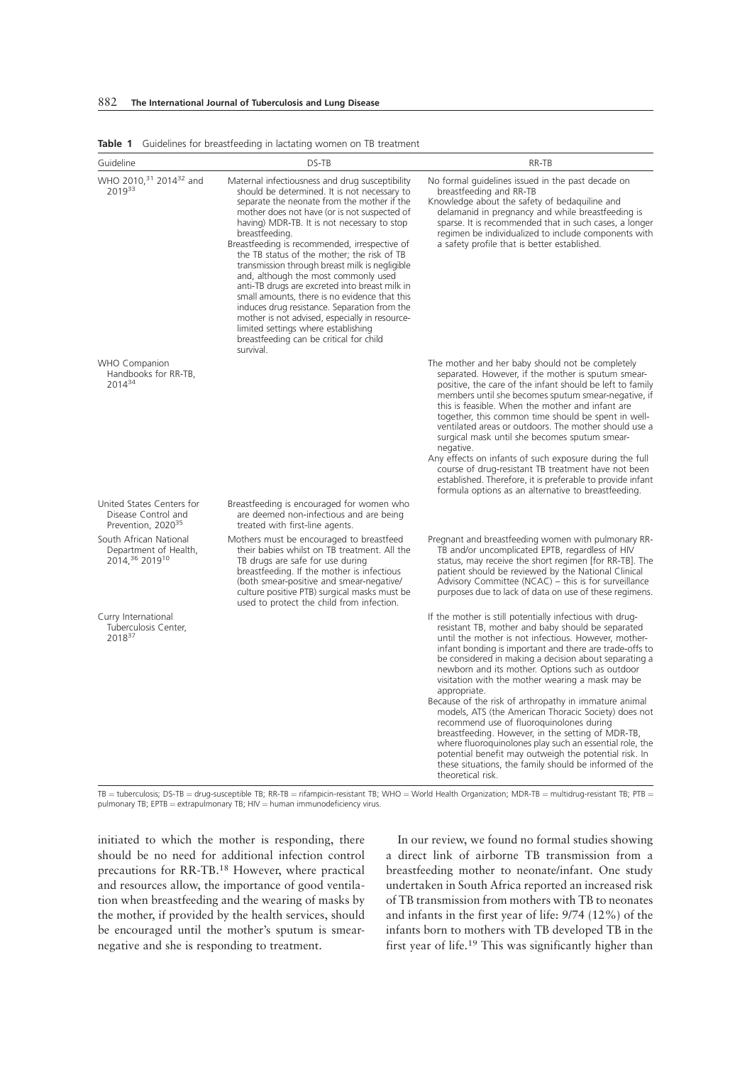**Table 1** Guidelines for breastfeeding in lactating women on TB treatment

| Guideline | DS-TB | RR-TB |
|---|---|---|
| WHO 2010,[31] 2014[32] and 2019[33] | Maternal infectiousness and drug susceptibility should be determined. It is not necessary to separate the neonate from the mother if the mother does not have (or is not suspected of having) MDR-TB. It is not necessary to stop breastfeeding. Breastfeeding is recommended, irrespective of the TB status of the mother; the risk of TB transmission through breast milk is negligible and, although the most commonly used anti-TB drugs are excreted into breast milk in small amounts, there is no evidence that this induces drug resistance. Separation from the mother is not advised, especially in resource-limited settings where establishing breastfeeding can be critical for child survival. | No formal guidelines issued in the past decade on breastfeeding and RR-TB Knowledge about the safety of bedaquiline and delamanid in pregnancy and while breastfeeding is sparse. It is recommended that in such cases, a longer regimen be individualized to include components with a safety profile that is better established. |
| WHO Companion Handbooks for RR-TB, 2014[34] | | The mother and her baby should not be completely separated. However, if the mother is sputum smear-positive, the care of the infant should be left to family members until she becomes sputum smear-negative, if this is feasible. When the mother and infant are together, this common time should be spent in well-ventilated areas or outdoors. The mother should use a surgical mask until she becomes sputum smear-negative. Any effects on infants of such exposure during the full course of drug-resistant TB treatment have not been established. Therefore, it is preferable to provide infant formula options as an alternative to breastfeeding. |
| United States Centers for Disease Control and Prevention, 2020[35] | Breastfeeding is encouraged for women who are deemed non-infectious and are being treated with first-line agents. | |
| South African National Department of Health, 2014,[36] 2019[10] | Mothers must be encouraged to breastfeed their babies whilst on TB treatment. All the TB drugs are safe for use during breastfeeding. If the mother is infectious (both smear-positive and smear-negative/culture positive PTB) surgical masks must be used to protect the child from infection. | Pregnant and breastfeeding women with pulmonary RR-TB and/or uncomplicated EPTB, regardless of HIV status, may receive the short regimen [for RR-TB]. The patient should be reviewed by the National Clinical Advisory Committee (NCAC) – this is for surveillance purposes due to lack of data on use of these regimens. |
| Curry International Tuberculosis Center, 2018[37] | | If the mother is still potentially infectious with drug-resistant TB, mother and baby should be separated until the mother is not infectious. However, mother-infant bonding is important and there are trade-offs to be considered in making a decision about separating a newborn and its mother. Options such as outdoor visitation with the mother wearing a mask may be appropriate. Because of the risk of arthropathy in immature animal models, ATS (the American Thoracic Society) does not recommend use of fluoroquinolones during breastfeeding. However, in the setting of MDR-TB, where fluoroquinolones play such an essential role, the potential benefit may outweigh the potential risk. In these situations, the family should be informed of the theoretical risk. |

TB = tuberculosis; DS-TB = drug-susceptible TB; RR-TB = rifampicin-resistant TB; WHO = World Health Organization; MDR-TB = multidrug-resistant TB; PTB = pulmonary TB; EPTB = extrapulmonary TB; HIV = human immunodeficiency virus.

initiated to which the mother is responding, there should be no need for additional infection control precautions for RR-TB.[18] However, where practical and resources allow, the importance of good ventilation when breastfeeding and the wearing of masks by the mother, if provided by the health services, should be encouraged until the mother's sputum is smear-negative and she is responding to treatment.

In our review, we found no formal studies showing a direct link of airborne TB transmission from a breastfeeding mother to neonate/infant. One study undertaken in South Africa reported an increased risk of TB transmission from mothers with TB to neonates and infants in the first year of life: 9/74 (12%) of the infants born to mothers with TB developed TB in the first year of life.[19] This was significantly higher than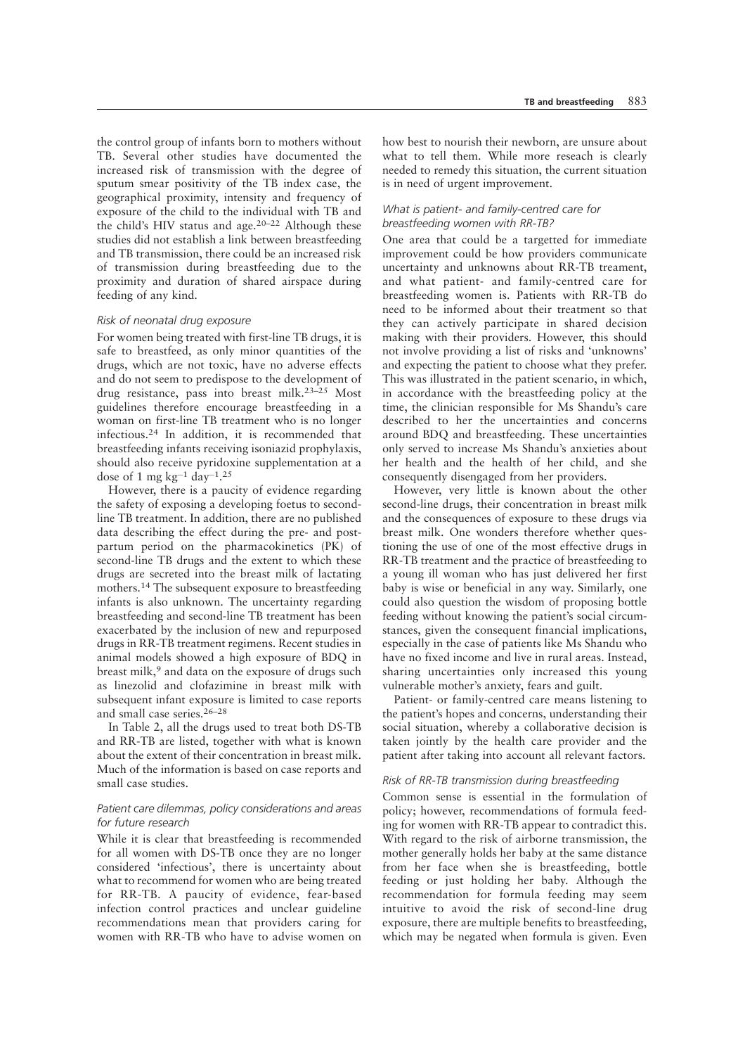the control group of infants born to mothers without TB. Several other studies have documented the increased risk of transmission with the degree of sputum smear positivity of the TB index case, the geographical proximity, intensity and frequency of exposure of the child to the individual with TB and the child's HIV status and age.[20–22] Although these studies did not establish a link between breastfeeding and TB transmission, there could be an increased risk of transmission during breastfeeding due to the proximity and duration of shared airspace during feeding of any kind.

### *Risk of neonatal drug exposure*

For women being treated with first-line TB drugs, it is safe to breastfeed, as only minor quantities of the drugs, which are not toxic, have no adverse effects and do not seem to predispose to the development of drug resistance, pass into breast milk.[23–25] Most guidelines therefore encourage breastfeeding in a woman on first-line TB treatment who is no longer infectious.[24] In addition, it is recommended that breastfeeding infants receiving isoniazid prophylaxis, should also receive pyridoxine supplementation at a dose of 1 mg $kg^{-1}$ $day^{-1}$.[25]

However, there is a paucity of evidence regarding the safety of exposing a developing foetus to second-line TB treatment. In addition, there are no published data describing the effect during the pre- and post-partum period on the pharmacokinetics (PK) of second-line TB drugs and the extent to which these drugs are secreted into the breast milk of lactating mothers.[14] The subsequent exposure to breastfeeding infants is also unknown. The uncertainty regarding breastfeeding and second-line TB treatment has been exacerbated by the inclusion of new and repurposed drugs in RR-TB treatment regimens. Recent studies in animal models showed a high exposure of BDQ in breast milk,[9] and data on the exposure of drugs such as linezolid and clofazimine in breast milk with subsequent infant exposure is limited to case reports and small case series.[26–28]

In Table 2, all the drugs used to treat both DS-TB and RR-TB are listed, together with what is known about the extent of their concentration in breast milk. Much of the information is based on case reports and small case studies.

### *Patient care dilemmas, policy considerations and areas for future research*

While it is clear that breastfeeding is recommended for all women with DS-TB once they are no longer considered 'infectious', there is uncertainty about what to recommend for women who are being treated for RR-TB. A paucity of evidence, fear-based infection control practices and unclear guideline recommendations mean that providers caring for women with RR-TB who have to advise women on how best to nourish their newborn, are unsure about what to tell them. While more reseach is clearly needed to remedy this situation, the current situation is in need of urgent improvement.

### *What is patient- and family-centred care for breastfeeding women with RR-TB?*

One area that could be a targetted for immediate improvement could be how providers communicate uncertainty and unknowns about RR-TB treament, and what patient- and family-centred care for breastfeeding women is. Patients with RR-TB do need to be informed about their treatment so that they can actively participate in shared decision making with their providers. However, this should not involve providing a list of risks and 'unknowns' and expecting the patient to choose what they prefer. This was illustrated in the patient scenario, in which, in accordance with the breastfeeding policy at the time, the clinician responsible for Ms Shandu's care described to her the uncertainties and concerns around BDQ and breastfeeding. These uncertainties only served to increase Ms Shandu's anxieties about her health and the health of her child, and she consequently disengaged from her providers.

However, very little is known about the other second-line drugs, their concentration in breast milk and the consequences of exposure to these drugs via breast milk. One wonders therefore whether questioning the use of one of the most effective drugs in RR-TB treatment and the practice of breastfeeding to a young ill woman who has just delivered her first baby is wise or beneficial in any way. Similarly, one could also question the wisdom of proposing bottle feeding without knowing the patient's social circumstances, given the consequent financial implications, especially in the case of patients like Ms Shandu who have no fixed income and live in rural areas. Instead, sharing uncertainties only increased this young vulnerable mother's anxiety, fears and guilt.

Patient- or family-centred care means listening to the patient's hopes and concerns, understanding their social situation, whereby a collaborative decision is taken jointly by the health care provider and the patient after taking into account all relevant factors.

### *Risk of RR-TB transmission during breastfeeding*

Common sense is essential in the formulation of policy; however, recommendations of formula feeding for women with RR-TB appear to contradict this. With regard to the risk of airborne transmission, the mother generally holds her baby at the same distance from her face when she is breastfeeding, bottle feeding or just holding her baby. Although the recommendation for formula feeding may seem intuitive to avoid the risk of second-line drug exposure, there are multiple benefits to breastfeeding, which may be negated when formula is given. Even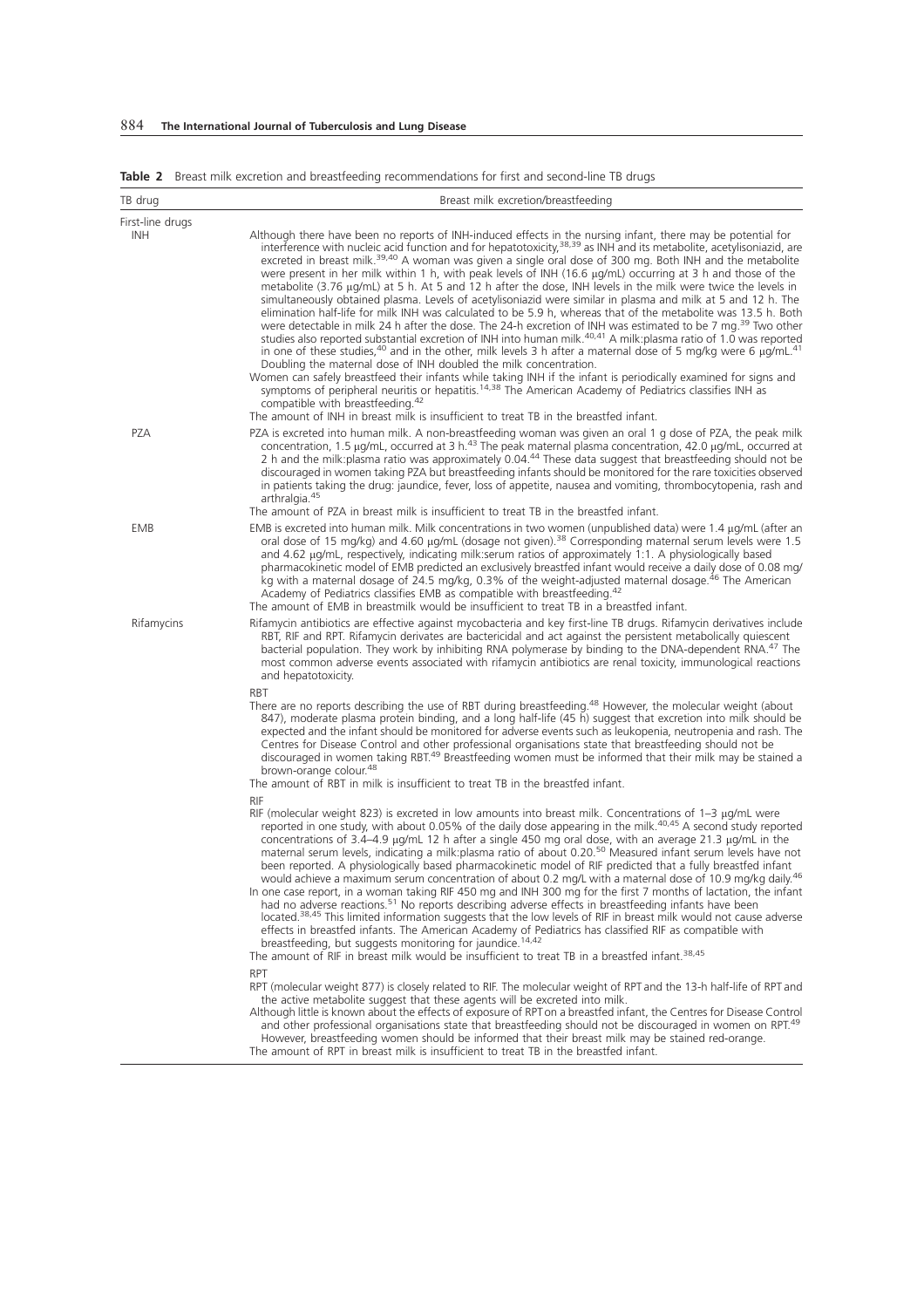**Table 2** Breast milk excretion and breastfeeding recommendations for first and second-line TB drugs

| TB drug | Breast milk excretion/breastfeeding |
|---|---|
| First-line drugs | |
| INH | Although there have been no reports of INH-induced effects in the nursing infant, there may be potential for interference with nucleic acid function and for hepatotoxicity,[38,39] as INH and its metabolite, acetylisoniazid, are excreted in breast milk.[39,40] A woman was given a single oral dose of 300 mg. Both INH and the metabolite were present in her milk within 1 h, with peak levels of INH (16.6 μg/mL) occurring at 3 h and those of the metabolite (3.76 μg/mL) at 5 h. At 5 and 12 h after the dose, INH levels in the milk were twice the levels in simultaneously obtained plasma. Levels of acetylisoniazid were similar in plasma and milk at 5 and 12 h. The elimination half-life for milk INH was calculated to be 5.9 h, whereas that of the metabolite was 13.5 h. Both were detectable in milk 24 h after the dose. The 24-h excretion of INH was estimated to be 7 mg.[39] Two other studies also reported substantial excretion of INH into human milk.[40,41] A milk:plasma ratio of 1.0 was reported in one of these studies,[40] and in the other, milk levels 3 h after a maternal dose of 5 mg/kg were 6 μg/mL.[41] Doubling the maternal dose of INH doubled the milk concentration.<br>Women can safely breastfeed their infants while taking INH if the infant is periodically examined for signs and symptoms of peripheral neuritis or hepatitis.[14,38] The American Academy of Pediatrics classifies INH as compatible with breastfeeding.[42]<br>The amount of INH in breast milk is insufficient to treat TB in the breastfed infant. |
| PZA | PZA is excreted into human milk. A non-breastfeeding woman was given an oral 1 g dose of PZA, the peak milk concentration, 1.5 μg/mL, occurred at 3 h.[43] The peak maternal plasma concentration, 42.0 μg/mL, occurred at 2 h and the milk:plasma ratio was approximately 0.04.[44] These data suggest that breastfeeding should not be discouraged in women taking PZA but breastfeeding infants should be monitored for the rare toxicities observed in patients taking the drug: jaundice, fever, loss of appetite, nausea and vomiting, thrombocytopenia, rash and arthralgia.[45]<br>The amount of PZA in breast milk is insufficient to treat TB in the breastfed infant. |
| EMB | EMB is excreted into human milk. Milk concentrations in two women (unpublished data) were 1.4 μg/mL (after an oral dose of 15 mg/kg) and 4.60 μg/mL (dosage not given).[38] Corresponding maternal serum levels were 1.5 and 4.62 μg/mL, respectively, indicating milk:serum ratios of approximately 1:1. A physiologically based pharmacokinetic model of EMB predicted an exclusively breastfed infant would receive a daily dose of 0.08 mg/kg with a maternal dosage of 24.5 mg/kg, 0.3% of the weight-adjusted maternal dosage.[46] The American Academy of Pediatrics classifies EMB as compatible with breastfeeding.[42]<br>The amount of EMB in breastmilk would be insufficient to treat TB in a breastfed infant. |
| Rifamycins | Rifamycin antibiotics are effective against mycobacteria and key first-line TB drugs. Rifamycin derivatives include RBT, RIF and RPT. Rifamycin derivates are bactericidal and act against the persistent metabolically quiescent bacterial population. They work by inhibiting RNA polymerase by binding to the DNA-dependent RNA.[47] The most common adverse events associated with rifamycin antibiotics are renal toxicity, immunological reactions and hepatotoxicity.<br>RBT<br>There are no reports describing the use of RBT during breastfeeding.[48] However, the molecular weight (about 847), moderate plasma protein binding, and a long half-life (45 h) suggest that excretion into milk should be expected and the infant should be monitored for adverse events such as leukopenia, neutropenia and rash. The Centres for Disease Control and other professional organisations state that breastfeeding should not be discouraged in women taking RBT.[49] Breastfeeding women must be informed that their milk may be stained a brown-orange colour.[48]<br>The amount of RBT in milk is insufficient to treat TB in the breastfed infant.<br>RIF<br>RIF (molecular weight 823) is excreted in low amounts into breast milk. Concentrations of 1–3 μg/mL were reported in one study, with about 0.05% of the daily dose appearing in the milk.[40,45] A second study reported concentrations of 3.4–4.9 μg/mL 12 h after a single 450 mg oral dose, with an average 21.3 μg/mL in the maternal serum levels, indicating a milk:plasma ratio of about 0.20.[50] Measured infant serum levels have not been reported. A physiologically based pharmacokinetic model of RIF predicted that a fully breastfed infant would achieve a maximum serum concentration of about 0.2 mg/L with a maternal dose of 10.9 mg/kg daily.[46]<br>In one case report, in a woman taking RIF 450 mg and INH 300 mg for the first 7 months of lactation, the infant had no adverse reactions.[51] No reports describing adverse effects in breastfeeding infants have been located.[38,45] This limited information suggests that the low levels of RIF in breast milk would not cause adverse effects in breastfed infants. The American Academy of Pediatrics has classified RIF as compatible with breastfeeding, but suggests monitoring for jaundice.[14,42]<br>The amount of RIF in breast milk would be insufficient to treat TB in a breastfed infant.[38,45]<br>RPT<br>RPT (molecular weight 877) is closely related to RIF. The molecular weight of RPT and the 13-h half-life of RPT and the active metabolite suggest that these agents will be excreted into milk.<br>Although little is known about the effects of exposure of RPT on a breastfed infant, the Centres for Disease Control and other professional organisations state that breastfeeding should not be discouraged in women on RPT.[49] However, breastfeeding women should be informed that their breast milk may be stained red-orange.<br>The amount of RPT in breast milk is insufficient to treat TB in the breastfed infant. |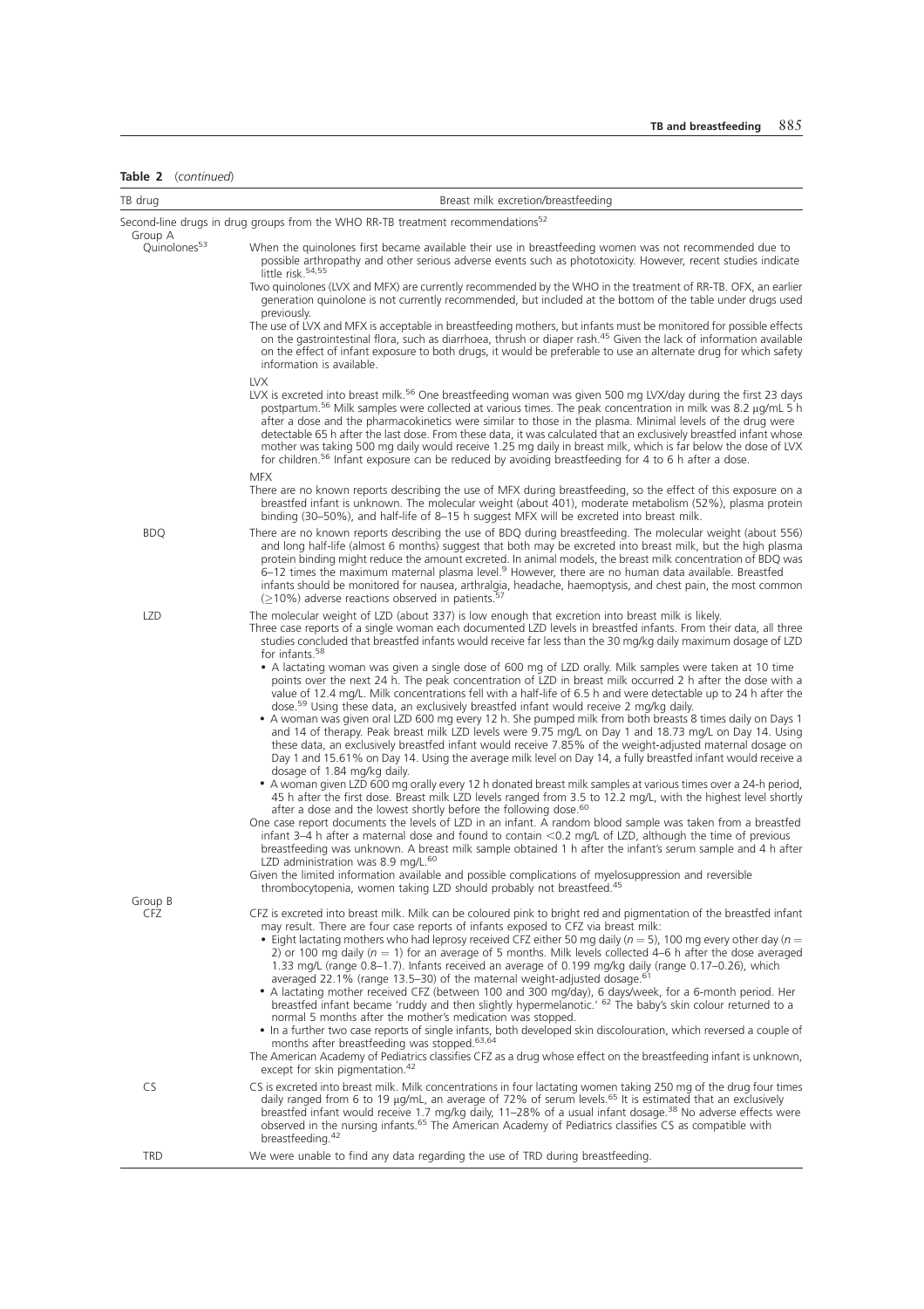**Table 2** (*continued*)

| TB drug | Breast milk excretion/breastfeeding |
|---|---|
| Second-line drugs in drug groups from the WHO RR-TB treatment recommendations[52] | |
| Group A | |
| Quinolones[53] | When the quinolones first became available their use in breastfeeding women was not recommended due to possible arthropathy and other serious adverse events such as phototoxicity. However, recent studies indicate little risk.[54,55]<br>Two quinolones (LVX and MFX) are currently recommended by the WHO in the treatment of RR-TB. OFX, an earlier generation quinolone is not currently recommended, but included at the bottom of the table under drugs used previously.<br>The use of LVX and MFX is acceptable in breastfeeding mothers, but infants must be monitored for possible effects on the gastrointestinal flora, such as diarrhoea, thrush or diaper rash.[45] Given the lack of information available on the effect of infant exposure to both drugs, it would be preferable to use an alternate drug for which safety information is available.<br>LVX<br>LVX is excreted into breast milk.[56] One breastfeeding woman was given 500 mg LVX/day during the first 23 days postpartum.[56] Milk samples were collected at various times. The peak concentration in milk was 8.2 µg/mL 5 h after a dose and the pharmacokinetics were similar to those in the plasma. Minimal levels of the drug were detectable 65 h after the last dose. From these data, it was calculated that an exclusively breastfed infant whose mother was taking 500 mg daily would receive 1.25 mg daily in breast milk, which is far below the dose of LVX for children.[56] Infant exposure can be reduced by avoiding breastfeeding for 4 to 6 h after a dose.<br>MFX<br>There are no known reports describing the use of MFX during breastfeeding, so the effect of this exposure on a breastfed infant is unknown. The molecular weight (about 401), moderate metabolism (52%), plasma protein binding (30–50%), and half-life of 8–15 h suggest MFX will be excreted into breast milk. |
| BDQ | There are no known reports describing the use of BDQ during breastfeeding. The molecular weight (about 556) and long half-life (almost 6 months) suggest that both may be excreted into breast milk, but the high plasma protein binding might reduce the amount excreted. In animal models, the breast milk concentration of BDQ was 6–12 times the maximum maternal plasma level.[9] However, there are no human data available. Breastfed infants should be monitored for nausea, arthralgia, headache, haemoptysis, and chest pain, the most common (≥10%) adverse reactions observed in patients.[57] |
| LZD | The molecular weight of LZD (about 337) is low enough that excretion into breast milk is likely.<br>Three case reports of a single woman each documented LZD levels in breastfed infants. From their data, all three studies concluded that breastfed infants would receive far less than the 30 mg/kg daily maximum dosage of LZD for infants.[58]<br>• A lactating woman was given a single dose of 600 mg of LZD orally. Milk samples were taken at 10 time points over the next 24 h. The peak concentration of LZD in breast milk occurred 2 h after the dose with a value of 12.4 mg/L. Milk concentrations fell with a half-life of 6.5 h and were detectable up to 24 h after the dose.[59] Using these data, an exclusively breastfed infant would receive 2 mg/kg daily.<br>• A woman was given oral LZD 600 mg every 12 h. She pumped milk from both breasts 8 times daily on Days 1 and 14 of therapy. Peak breast milk LZD levels were 9.75 mg/L on Day 1 and 18.73 mg/L on Day 14. Using these data, an exclusively breastfed infant would receive 7.85% of the weight-adjusted maternal dosage on Day 1 and 15.61% on Day 14. Using the average milk level on Day 14, a fully breastfed infant would receive a dosage of 1.84 mg/kg daily.<br>• A woman given LZD 600 mg orally every 12 h donated breast milk samples at various times over a 24-h period, 45 h after the first dose. Breast milk LZD levels ranged from 3.5 to 12.2 mg/L, with the highest level shortly after a dose and the lowest shortly before the following dose.[60]<br>One case report documents the levels of LZD in an infant. A random blood sample was taken from a breastfed infant 3–4 h after a maternal dose and found to contain <0.2 mg/L of LZD, although the time of previous breastfeeding was unknown. A breast milk sample obtained 1 h after the infant's serum sample and 4 h after LZD administration was 8.9 mg/L.[60]<br>Given the limited information available and possible complications of myelosuppression and reversible thrombocytopenia, women taking LZD should probably not breastfeed.[45] |
| Group B | |
| CFZ | CFZ is excreted into breast milk. Milk can be coloured pink to bright red and pigmentation of the breastfed infant may result. There are four case reports of infants exposed to CFZ via breast milk:<br>• Eight lactating mothers who had leprosy received CFZ either 50 mg daily ($n = 5$), 100 mg every other day ($n = 2$) or 100 mg daily ($n = 1$) for an average of 5 months. Milk levels collected 4–6 h after the dose averaged 1.33 mg/L (range 0.8–1.7). Infants received an average of 0.199 mg/kg daily (range 0.17–0.26), which averaged 22.1% (range 13.5–30) of the maternal weight-adjusted dosage.[61]<br>• A lactating mother received CFZ (between 100 and 300 mg/day), 6 days/week, for a 6-month period. Her breastfed infant became 'ruddy and then slightly hypermelanotic.'[62] The baby's skin colour returned to a normal 5 months after the mother's medication was stopped.<br>• In a further two case reports of single infants, both developed skin discolouration, which reversed a couple of months after breastfeeding was stopped.[63,64]<br>The American Academy of Pediatrics classifies CFZ as a drug whose effect on the breastfeeding infant is unknown, except for skin pigmentation.[42] |
| CS | CS is excreted into breast milk. Milk concentrations in four lactating women taking 250 mg of the drug four times daily ranged from 6 to 19 µg/mL, an average of 72% of serum levels.[65] It is estimated that an exclusively breastfed infant would receive 1.7 mg/kg daily, 11–28% of a usual infant dosage.[38] No adverse effects were observed in the nursing infants.[65] The American Academy of Pediatrics classifies CS as compatible with breastfeeding.[42] |
| TRD | We were unable to find any data regarding the use of TRD during breastfeeding. |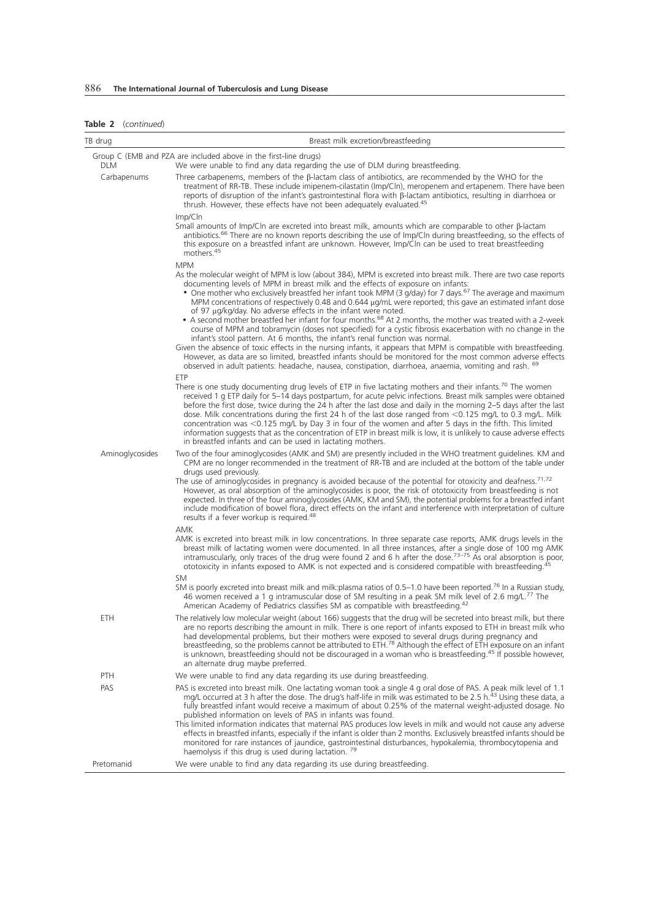**Table 2** (*continued*)

| TB drug | Breast milk excretion/breastfeeding |
|---|---|
| Group C (EMB and PZA are included above in the first-line drugs) | |
| DLM | We were unable to find any data regarding the use of DLM during breastfeeding. |
| Carbapenums | Three carbapenems, members of the β-lactam class of antibiotics, are recommended by the WHO for the treatment of RR-TB. These include imipenem-cilastatin (Imp/Cln), meropenem and ertapenem. There have been reports of disruption of the infant's gastrointestinal flora with β-lactam antibiotics, resulting in diarrhoea or thrush. However, these effects have not been adequately evaluated.[45] <br><br> Imp/Cln <br> Small amounts of Imp/Cln are excreted into breast milk, amounts which are comparable to other β-lactam antibiotics.[66] There are no known reports describing the use of Imp/Cln during breastfeeding, so the effects of this exposure on a breastfed infant are unknown. However, Imp/Cln can be used to treat breastfeeding mothers.[45] <br><br> MPM <br> As the molecular weight of MPM is low (about 384), MPM is excreted into breast milk. There are two case reports documenting levels of MPM in breast milk and the effects of exposure on infants: <br> • One mother who exclusively breastfed her infant took MPM (3 g/day) for 7 days.[67] The average and maximum MPM concentrations of respectively 0.48 and 0.644 μg/mL were reported; this gave an estimated infant dose of 97 μg/kg/day. No adverse effects in the infant were noted. <br> • A second mother breastfed her infant for four months.[68] At 2 months, the mother was treated with a 2-week course of MPM and tobramycin (doses not specified) for a cystic fibrosis exacerbation with no change in the infant's stool pattern. At 6 months, the infant's renal function was normal. <br> Given the absence of toxic effects in the nursing infants, it appears that MPM is compatible with breastfeeding. However, as data are so limited, breastfed infants should be monitored for the most common adverse effects observed in adult patients: headache, nausea, constipation, diarrhoea, anaemia, vomiting and rash. [69] <br><br> ETP <br> There is one study documenting drug levels of ETP in five lactating mothers and their infants.[70] The women received 1 g ETP daily for 5–14 days postpartum, for acute pelvic infections. Breast milk samples were obtained before the first dose, twice during the 24 h after the last dose and daily in the morning 2–5 days after the last dose. Milk concentrations during the first 24 h of the last dose ranged from <0.125 mg/L to 0.3 mg/L. Milk concentration was <0.125 mg/L by Day 3 in four of the women and after 5 days in the fifth. This limited information suggests that as the concentration of ETP in breast milk is low, it is unlikely to cause adverse effects in breastfed infants and can be used in lactating mothers. |
| Aminoglycosides | Two of the four aminoglycosides (AMK and SM) are presently included in the WHO treatment guidelines. KM and CPM are no longer recommended in the treatment of RR-TB and are included at the bottom of the table under drugs used previously. <br> The use of aminoglycosides in pregnancy is avoided because of the potential for otoxicity and deafness.[71,72] However, as oral absorption of the aminoglycosides is poor, the risk of ototoxicity from breastfeeding is not expected. In three of the four aminoglycosides (AMK, KM and SM), the potential problems for a breastfed infant include modification of bowel flora, direct effects on the infant and interference with interpretation of culture results if a fever workup is required.[48] <br><br> AMK <br> AMK is excreted into breast milk in low concentrations. In three separate case reports, AMK drugs levels in the breast milk of lactating women were documented. In all three instances, after a single dose of 100 mg AMK intramuscularly, only traces of the drug were found 2 and 6 h after the dose.[73–75] As oral absorption is poor, ototoxicity in infants exposed to AMK is not expected and is considered compatible with breastfeeding.[45] <br><br> SM <br> SM is poorly excreted into breast milk and milk:plasma ratios of 0.5–1.0 have been reported.[76] In a Russian study, 46 women received a 1 g intramuscular dose of SM resulting in a peak SM milk level of 2.6 mg/L.[77] The American Academy of Pediatrics classifies SM as compatible with breastfeeding.[42] |
| ETH | The relatively low molecular weight (about 166) suggests that the drug will be secreted into breast milk, but there are no reports describing the amount in milk. There is one report of infants exposed to ETH in breast milk who had developmental problems, but their mothers were exposed to several drugs during pregnancy and breastfeeding, so the problems cannot be attributed to ETH.[78] Although the effect of ETH exposure on an infant is unknown, breastfeeding should not be discouraged in a woman who is breastfeeding.[45] If possible however, an alternate drug maybe preferred. |
| PTH | We were unable to find any data regarding its use during breastfeeding. |
| PAS | PAS is excreted into breast milk. One lactating woman took a single 4 g oral dose of PAS. A peak milk level of 1.1 mg/L occurred at 3 h after the dose. The drug's half-life in milk was estimated to be 2.5 h.[43] Using these data, a fully breastfed infant would receive a maximum of about 0.25% of the maternal weight-adjusted dosage. No published information on levels of PAS in infants was found. <br> This limited information indicates that maternal PAS produces low levels in milk and would not cause any adverse effects in breastfed infants, especially if the infant is older than 2 months. Exclusively breastfed infants should be monitored for rare instances of jaundice, gastrointestinal disturbances, hypokalemia, thrombocytopenia and haemolysis if this drug is used during lactation. [79] |
| Pretomanid | We were unable to find any data regarding its use during breastfeeding. |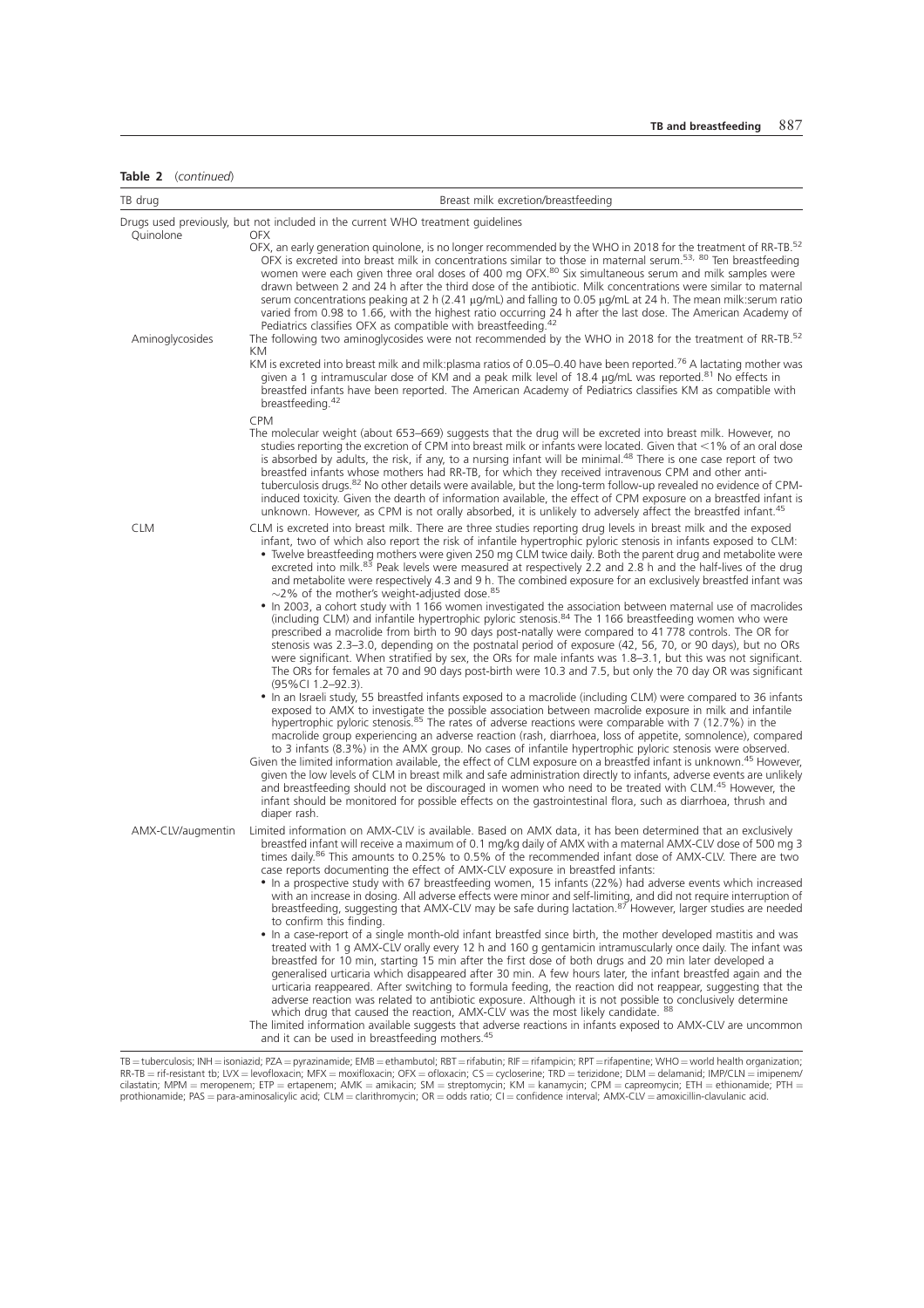**Table 2** (*continued*)

| TB drug | Breast milk excretion/breastfeeding |
|---|---|
| Drugs used previously, but not included in the current WHO treatment guidelines | |
| Quinolone | OFX<br>OFX, an early generation quinolone, is no longer recommended by the WHO in 2018 for the treatment of RR-TB.[52] OFX is excreted into breast milk in concentrations similar to those in maternal serum.[53, 80] Ten breastfeeding women were each given three oral doses of 400 mg OFX.[80] Six simultaneous serum and milk samples were drawn between 2 and 24 h after the third dose of the antibiotic. Milk concentrations were similar to maternal serum concentrations peaking at 2 h (2.41 μg/mL) and falling to 0.05 μg/mL at 24 h. The mean milk:serum ratio varied from 0.98 to 1.66, with the highest ratio occurring 24 h after the last dose. The American Academy of Pediatrics classifies OFX as compatible with breastfeeding.[42] |
| Aminoglycosides | The following two aminoglycosides were not recommended by the WHO in 2018 for the treatment of RR-TB.[52]<br>KM<br>KM is excreted into breast milk and milk:plasma ratios of 0.05–0.40 have been reported.[76] A lactating mother was given a 1 g intramuscular dose of KM and a peak milk level of 18.4 μg/mL was reported.[81] No effects in breastfed infants have been reported. The American Academy of Pediatrics classifies KM as compatible with breastfeeding.[42]<br>CPM<br>The molecular weight (about 653–669) suggests that the drug will be excreted into breast milk. However, no studies reporting the excretion of CPM into breast milk or infants were located. Given that <1% of an oral dose is absorbed by adults, the risk, if any, to a nursing infant will be minimal.[48] There is one case report of two breastfed infants whose mothers had RR-TB, for which they received intravenous CPM and other anti-tuberculosis drugs.[82] No other details were available, but the long-term follow-up revealed no evidence of CPM-induced toxicity. Given the dearth of information available, the effect of CPM exposure on a breastfed infant is unknown. However, as CPM is not orally absorbed, it is unlikely to adversely affect the breastfed infant.[45] |
| CLM | CLM is excreted into breast milk. There are three studies reporting drug levels in breast milk and the exposed infant, two of which also report the risk of infantile hypertrophic pyloric stenosis in infants exposed to CLM:<br>• Twelve breastfeeding mothers were given 250 mg CLM twice daily. Both the parent drug and metabolite were excreted into milk.[83] Peak levels were measured at respectively 2.2 and 2.8 h and the half-lives of the drug and metabolite were respectively 4.3 and 9 h. The combined exposure for an exclusively breastfed infant was ~2% of the mother's weight-adjusted dose.[85]<br>• In 2003, a cohort study with 1 166 women investigated the association between maternal use of macrolides (including CLM) and infantile hypertrophic pyloric stenosis.[84] The 1 166 breastfeeding women who were prescribed a macrolide from birth to 90 days post-natally were compared to 41 778 controls. The OR for stenosis was 2.3–3.0, depending on the postnatal period of exposure (42, 56, 70, or 90 days), but no ORs were significant. When stratified by sex, the ORs for male infants was 1.8–3.1, but this was not significant. The ORs for females at 70 and 90 days post-birth were 10.3 and 7.5, but only the 70 day OR was significant (95%CI 1.2–92.3).<br>• In an Israeli study, 55 breastfed infants exposed to a macrolide (including CLM) were compared to 36 infants exposed to AMX to investigate the possible association between macrolide exposure in milk and infantile hypertrophic pyloric stenosis.[85] The rates of adverse reactions were comparable with 7 (12.7%) in the macrolide group experiencing an adverse reaction (rash, diarrhoea, loss of appetite, somnolence), compared to 3 infants (8.3%) in the AMX group. No cases of infantile hypertrophic pyloric stenosis were observed.<br>Given the limited information available, the effect of CLM exposure on a breastfed infant is unknown.[45] However, given the low levels of CLM in breast milk and safe administration directly to infants, adverse events are unlikely and breastfeeding should not be discouraged in women who need to be treated with CLM.[45] However, the infant should be monitored for possible effects on the gastrointestinal flora, such as diarrhoea, thrush and diaper rash. |
| AMX-CLV/augmentin | Limited information on AMX-CLV is available. Based on AMX data, it has been determined that an exclusively breastfed infant will receive a maximum of 0.1 mg/kg daily of AMX with a maternal AMX-CLV dose of 500 mg 3 times daily.[86] This amounts to 0.25% to 0.5% of the recommended infant dose of AMX-CLV. There are two case reports documenting the effect of AMX-CLV exposure in breastfed infants:<br>• In a prospective study with 67 breastfeeding women, 15 infants (22%) had adverse events which increased with an increase in dosing. All adverse effects were minor and self-limiting, and did not require interruption of breastfeeding, suggesting that AMX-CLV may be safe during lactation.[87] However, larger studies are needed to confirm this finding.<br>• In a case-report of a single month-old infant breastfed since birth, the mother developed mastitis and was treated with 1 g AMX-CLV orally every 12 h and 160 g gentamicin intramuscularly once daily. The infant was breastfed for 10 min, starting 15 min after the first dose of both drugs and 20 min later developed a generalised urticaria which disappeared after 30 min. A few hours later, the infant breastfed again and the urticaria reappeared. After switching to formula feeding, the reaction did not reappear, suggesting that the adverse reaction was related to antibiotic exposure. Although it is not possible to conclusively determine which drug that caused the reaction, AMX-CLV was the most likely candidate.[88]<br>The limited information available suggests that adverse reactions in infants exposed to AMX-CLV are uncommon and it can be used in breastfeeding mothers.[45] |

TB = tuberculosis; INH = isoniazid; PZA = pyrazinamide; EMB = ethambutol; RBT = rifabutin; RIF = rifampicin; RPT = rifapentine; WHO = world health organization; RR-TB = rif-resistant tb; LVX = levofloxacin; MFX = moxifloxacin; OFX = ofloxacin; CS = cycloserine; TRD = terizidone; DLM = delamanid; IMP/CLN = imipenem/cilastatin; MPM = meropenem; ETP = ertapenem; AMK = amikacin; SM = streptomycin; KM = kanamycin; CPM = capreomycin; ETH = ethionamide; PTH = prothionamide; PAS = para-aminosalicylic acid; CLM = clarithromycin; OR = odds ratio; CI = confidence interval; AMX-CLV = amoxicillin-clavulanic acid.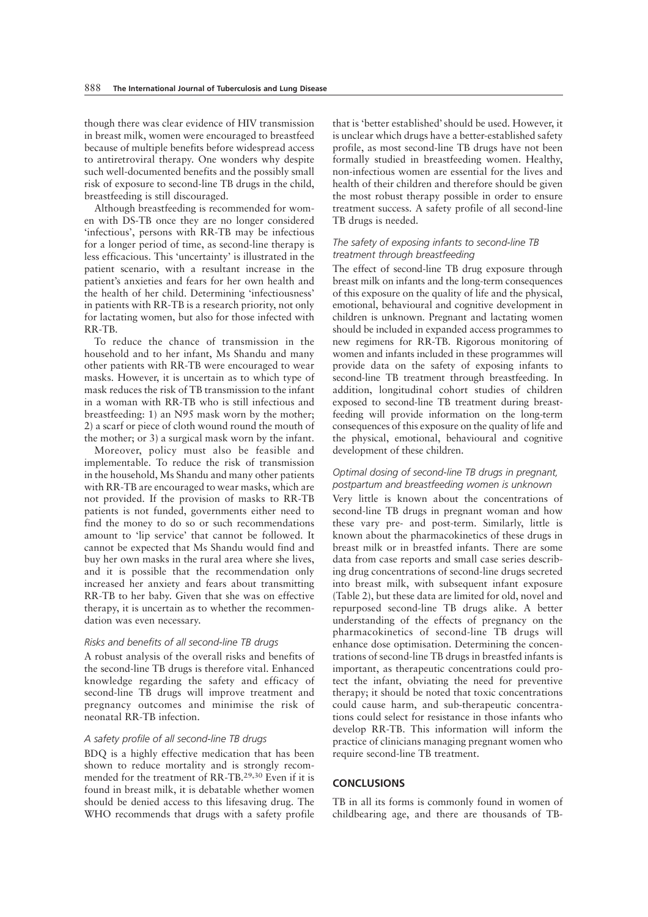though there was clear evidence of HIV transmission in breast milk, women were encouraged to breastfeed because of multiple benefits before widespread access to antiretroviral therapy. One wonders why despite such well-documented benefits and the possibly small risk of exposure to second-line TB drugs in the child, breastfeeding is still discouraged.

Although breastfeeding is recommended for women with DS-TB once they are no longer considered 'infectious', persons with RR-TB may be infectious for a longer period of time, as second-line therapy is less efficacious. This 'uncertainty' is illustrated in the patient scenario, with a resultant increase in the patient's anxieties and fears for her own health and the health of her child. Determining 'infectiousness' in patients with RR-TB is a research priority, not only for lactating women, but also for those infected with RR-TB.

To reduce the chance of transmission in the household and to her infant, Ms Shandu and many other patients with RR-TB were encouraged to wear masks. However, it is uncertain as to which type of mask reduces the risk of TB transmission to the infant in a woman with RR-TB who is still infectious and breastfeeding: 1) an N95 mask worn by the mother; 2) a scarf or piece of cloth wound round the mouth of the mother; or 3) a surgical mask worn by the infant.

Moreover, policy must also be feasible and implementable. To reduce the risk of transmission in the household, Ms Shandu and many other patients with RR-TB are encouraged to wear masks, which are not provided. If the provision of masks to RR-TB patients is not funded, governments either need to find the money to do so or such recommendations amount to 'lip service' that cannot be followed. It cannot be expected that Ms Shandu would find and buy her own masks in the rural area where she lives, and it is possible that the recommendation only increased her anxiety and fears about transmitting RR-TB to her baby. Given that she was on effective therapy, it is uncertain as to whether the recommendation was even necessary.

### *Risks and benefits of all second-line TB drugs*

A robust analysis of the overall risks and benefits of the second-line TB drugs is therefore vital. Enhanced knowledge regarding the safety and efficacy of second-line TB drugs will improve treatment and pregnancy outcomes and minimise the risk of neonatal RR-TB infection.

### *A safety profile of all second-line TB drugs*

BDQ is a highly effective medication that has been shown to reduce mortality and is strongly recommended for the treatment of RR-TB.[29,30] Even if it is found in breast milk, it is debatable whether women should be denied access to this lifesaving drug. The WHO recommends that drugs with a safety profile that is 'better established' should be used. However, it is unclear which drugs have a better-established safety profile, as most second-line TB drugs have not been formally studied in breastfeeding women. Healthy, non-infectious women are essential for the lives and health of their children and therefore should be given the most robust therapy possible in order to ensure treatment success. A safety profile of all second-line TB drugs is needed.

### *The safety of exposing infants to second-line TB treatment through breastfeeding*

The effect of second-line TB drug exposure through breast milk on infants and the long-term consequences of this exposure on the quality of life and the physical, emotional, behavioural and cognitive development in children is unknown. Pregnant and lactating women should be included in expanded access programmes to new regimens for RR-TB. Rigorous monitoring of women and infants included in these programmes will provide data on the safety of exposing infants to second-line TB treatment through breastfeeding. In addition, longitudinal cohort studies of children exposed to second-line TB treatment during breastfeeding will provide information on the long-term consequences of this exposure on the quality of life and the physical, emotional, behavioural and cognitive development of these children.

### *Optimal dosing of second-line TB drugs in pregnant, postpartum and breastfeeding women is unknown*

Very little is known about the concentrations of second-line TB drugs in pregnant woman and how these vary pre- and post-term. Similarly, little is known about the pharmacokinetics of these drugs in breast milk or in breastfed infants. There are some data from case reports and small case series describing drug concentrations of second-line drugs secreted into breast milk, with subsequent infant exposure (Table 2), but these data are limited for old, novel and repurposed second-line TB drugs alike. A better understanding of the effects of pregnancy on the pharmacokinetics of second-line TB drugs will enhance dose optimisation. Determining the concentrations of second-line TB drugs in breastfed infants is important, as therapeutic concentrations could protect the infant, obviating the need for preventive therapy; it should be noted that toxic concentrations could cause harm, and sub-therapeutic concentrations could select for resistance in those infants who develop RR-TB. This information will inform the practice of clinicians managing pregnant women who require second-line TB treatment.

## CONCLUSIONS

TB in all its forms is commonly found in women of childbearing age, and there are thousands of TB-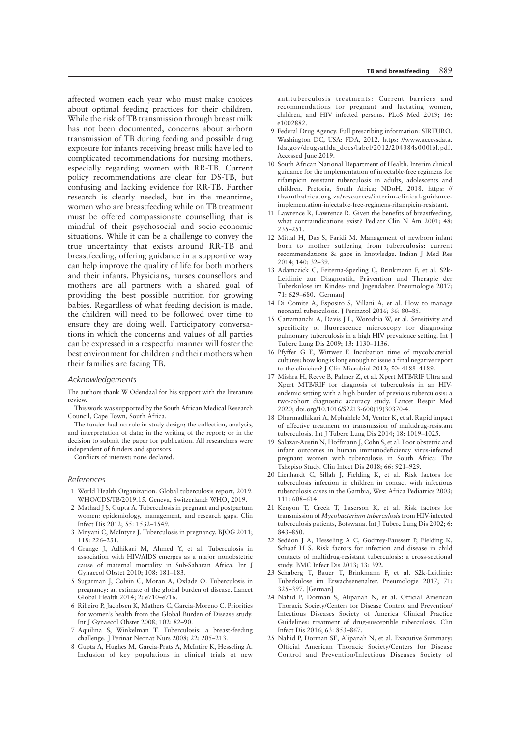affected women each year who must make choices about optimal feeding practices for their children. While the risk of TB transmission through breast milk has not been documented, concerns about airborn transmission of TB during feeding and possible drug exposure for infants receiving breast milk have led to complicated recommendations for nursing mothers, especially regarding women with RR-TB. Current policy recommendations are clear for DS-TB, but confusing and lacking evidence for RR-TB. Further research is clearly needed, but in the meantime, women who are breastfeeding while on TB treatment must be offered compassionate counselling that is mindful of their psychosocial and socio-economic situations. While it can be a challenge to convey the true uncertainty that exists around RR-TB and breastfeeding, offering guidance in a supportive way can help improve the quality of life for both mothers and their infants. Physicians, nurses counsellors and mothers are all partners with a shared goal of providing the best possible nutrition for growing babies. Regardless of what feeding decision is made, the children will need to be followed over time to ensure they are doing well. Participatory conversations in which the concerns and values of all parties can be expressed in a respectful manner will foster the best environment for children and their mothers when their families are facing TB.

### *Acknowledgements*

The authors thank W Odendaal for his support with the literature review.

This work was supported by the South African Medical Research Council, Cape Town, South Africa.

The funder had no role in study design; the collection, analysis, and interpretation of data; in the writing of the report; or in the decision to submit the paper for publication. All researchers were independent of funders and sponsors.

Conflicts of interest: none declared.

### *References*

1 World Health Organization. Global tuberculosis report, 2019. WHO/CDS/TB/2019.15. Geneva, Switzerland: WHO, 2019.
2 Mathad J S, Gupta A. Tuberculosis in pregnant and postpartum women: epidemiology, management, and research gaps. Clin Infect Dis 2012; 55: 1532–1549.
3 Mnyani C, McIntyre J. Tuberculosis in pregnancy. BJOG 2011; 118: 226–231.
4 Grange J, Adhikari M, Ahmed Y, et al. Tuberculosis in association with HIV/AIDS emerges as a major nonobstetric cause of maternal mortality in Sub-Saharan Africa. Int J Gynaecol Obstet 2010; 108: 181–183.
5 Sugarman J, Colvin C, Moran A, Oxlade O. Tuberculosis in pregnancy: an estimate of the global burden of disease. Lancet Global Health 2014; 2: e710–e716.
6 Ribeiro P, Jacobsen K, Mathers C, Garcia-Moreno C. Priorities for women's health from the Global Burden of Disease study. Int J Gynaecol Obstet 2008; 102: 82–90.
7 Aquilina S, Winkelman T. Tuberculosis: a breast-feeding challenge. J Perinat Neonat Nurs 2008; 22: 205–213.
8 Gupta A, Hughes M, Garcia-Prats A, McIntire K, Hesseling A. Inclusion of key populations in clinical trials of new antituberculosis treatments: Current barriers and recommendations for pregnant and lactating women, children, and HIV infected persons. PLoS Med 2019; 16: e1002882.
9 Federal Drug Agency. Full prescribing information: SIRTURO. Washington DC, USA: FDA, 2012. https: //www.accessdata.fda.gov/drugsatfda_docs/label/2012/204384s000lbl.pdf. Accessed June 2019.
10 South African National Department of Health. Interim clinical guidance for the implementation of injectable-free regimens for rifampicin resistant tuberculosis in adults, adolescents and children. Pretoria, South Africa; NDoH, 2018. https: //tbsouthafrica.org.za/resources/interim-clinical-guidance-implementation-injectable-free-regimens-rifampicin-resistant.
11 Lawrence R, Lawrence R. Given the benefits of breastfeeding, what contraindications exist? Pediatr Clin N Am 2001; 48: 235–251.
12 Mittal H, Das S, Faridi M. Management of newborn infant born to mother suffering from tuberculosis: current recommendations & gaps in knowledge. Indian J Med Res 2014; 140: 32–39.
13 Adamczick C, Feiterna-Sperling C, Brinkmann F, et al. S2k-Leitlinie zur Diagnostik, Prävention und Therapie der Tuberkulose im Kindes- und Jugendalter. Pneumologie 2017; 71: 629–680. [German]
14 Di Comite A, Esposito S, Villani A, et al. How to manage neonatal tuberculosis. J Perinatol 2016; 36: 80–85.
15 Cattamanchi A, Davis J L, Worodria W, et al. Sensitivity and specificity of fluorescence microscopy for diagnosing pulmonary tuberculosis in a high HIV prevalence setting. Int J Tuberc Lung Dis 2009; 13: 1130–1136.
16 Pfyffer G E, Wittwer F. Incubation time of mycobacterial cultures: how long is long enough to issue a final negative report to the clinician? J Clin Microbiol 2012; 50: 4188–4189.
17 Mishra H, Reeve B, Palmer Z, et al. Xpert MTB/RIF Ultra and Xpert MTB/RIF for diagnosis of tuberculosis in an HIV-endemic setting with a high burden of previous tuberculosis: a two-cohort diagnostic accuracy study. Lancet Respir Med 2020; doi.org/10.1016/S2213-600(19)30370-4.
18 Dharmadhikari A, Mphahlele M, Venter K, et al. Rapid impact of effective treatment on transmission of multidrug-resistant tuberculosis. Int J Tuberc Lung Dis 2014; 18: 1019–1025.
19 Salazar-Austin N, Hoffmann J, Cohn S, et al. Poor obstetric and infant outcomes in human immunodeficiency virus-infected pregnant women with tuberculosis in South Africa: The Tshepiso Study. Clin Infect Dis 2018; 66: 921–929.
20 Lienhardt C, Sillah J, Fielding K, et al. Risk factors for tuberculosis infection in children in contact with infectious tuberculosis cases in the Gambia, West Africa Pediatrics 2003; 111: 608–614.
21 Kenyon T, Creek T, Laserson K, et al. Risk factors for transmission of *Mycobacterium tuberculosis* from HIV-infected tuberculosis patients, Botswana. Int J Tuberc Lung Dis 2002; 6: 843–850.
22 Seddon J A, Hesseling A C, Godfrey-Faussett P, Fielding K, Schaaf H S. Risk factors for infection and disease in child contacts of multidrug-resistant tuberculosis: a cross-sectional study. BMC Infect Dis 2013; 13: 392.
23 Schaberg T, Bauer T, Brinkmann F, et al. S2k-Leitlinie: Tuberkulose im Erwachsenenalter. Pneumologie 2017; 71: 325–397. [German]
24 Nahid P, Dorman S, Alipanah N, et al. Official American Thoracic Society/Centers for Disease Control and Prevention/Infectious Diseases Society of America Clinical Practice Guidelines: treatment of drug-susceptible tuberculosis. Clin Infect Dis 2016; 63: 853–867.
25 Nahid P, Dorman SE, Alipanah N, et al. Executive Summary: Official American Thoracic Society/Centers for Disease Control and Prevention/Infectious Diseases Society of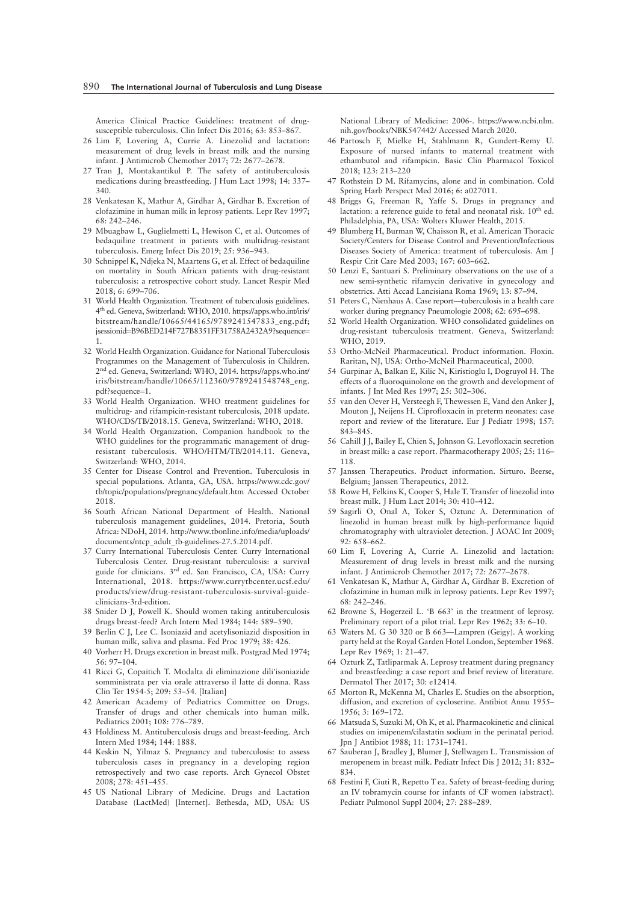America Clinical Practice Guidelines: treatment of drug-susceptible tuberculosis. Clin Infect Dis 2016; 63: 853–867.

26 Lim F, Lovering A, Currie A. Linezolid and lactation: measurement of drug levels in breast milk and the nursing infant. J Antimicrob Chemother 2017; 72: 2677–2678.

27 Tran J, Montakantikul P. The safety of antituberculosis medications during breastfeeding. J Hum Lact 1998; 14: 337–340.

28 Venkatesan K, Mathur A, Girdhar A, Girdhar B. Excretion of clofazimine in human milk in leprosy patients. Lepr Rev 1997; 68: 242–246.

29 Mbuagbaw L, Guglielmetti L, Hewison C, et al. Outcomes of bedaquiline treatment in patients with multidrug-resistant tuberculosis. Emerg Infect Dis 2019; 25: 936–943.

30 Schnippel K, Ndjeka N, Maartens G, et al. Effect of bedaquiline on mortality in South African patients with drug-resistant tuberculosis: a retrospective cohort study. Lancet Respir Med 2018; 6: 699–706.

31 World Health Organization. Treatment of tuberculosis guidelines. 4[th] ed. Geneva, Switzerland: WHO, 2010. https://apps.who.int/iris/bitstream/handle/10665/44165/9789241547833_eng.pdf;jsessionid=B96BED214F727B8351FF31758A2432A9?sequence=1.

32 World Health Organization. Guidance for National Tuberculosis Programmes on the Management of Tuberculosis in Children. 2[nd] ed. Geneva, Switzerland: WHO, 2014. https://apps.who.int/iris/bitstream/handle/10665/112360/9789241548748_eng.pdf?sequence=1.

33 World Health Organization. WHO treatment guidelines for multidrug- and rifampicin-resistant tuberculosis, 2018 update. WHO/CDS/TB/2018.15. Geneva, Switzerland: WHO, 2018.

34 World Health Organization. Companion handbook to the WHO guidelines for the programmatic management of drug-resistant tuberculosis. WHO/HTM/TB/2014.11. Geneva, Switzerland: WHO, 2014.

35 Center for Disease Control and Prevention. Tuberculosis in special populations. Atlanta, GA, USA. https://www.cdc.gov/tb/topic/populations/pregnancy/default.htm Accessed October 2018.

36 South African National Department of Health. National tuberculosis management guidelines, 2014. Pretoria, South Africa: NDoH, 2014. http://www.tbonline.info/media/uploads/documents/ntcp_adult_tb-guidelines-27.5.2014.pdf.

37 Curry International Tuberculosis Center. Curry International Tuberculosis Center. Drug-resistant tuberculosis: a survival guide for clinicians. 3[rd] ed. San Francisco, CA, USA: Curry International, 2018. https://www.currytbcenter.ucsf.edu/products/view/drug-resistant-tuberculosis-survival-guide-clinicians-3rd-edition.

38 Snider D J, Powell K. Should women taking antituberculosis drugs breast-feed? Arch Intern Med 1984; 144: 589–590.

39 Berlin C J, Lee C. Isoniazid and acetylisoniazid disposition in human milk, saliva and plasma. Fed Proc 1979; 38: 426.

40 Vorherr H. Drugs excretion in breast milk. Postgrad Med 1974; 56: 97–104.

41 Ricci G, Copaitich T. Modalta di eliminazione dili'isoniazide somministrata per via orale attraverso il latte di donna. Rass Clin Ter 1954-5; 209: 53–54. [Italian]

42 American Academy of Pediatrics Committee on Drugs. Transfer of drugs and other chemicals into human milk. Pediatrics 2001; 108: 776–789.

43 Holdiness M. Antituberculosis drugs and breast-feeding. Arch Intern Med 1984; 144: 1888.

44 Keskin N, Yilmaz S. Pregnancy and tuberculosis: to assess tuberculosis cases in pregnancy in a developing region retrospectively and two case reports. Arch Gynecol Obstet 2008; 278: 451–455.

45 US National Library of Medicine. Drugs and Lactation Database (LactMed) [Internet]. Bethesda, MD, USA: US National Library of Medicine: 2006-. https://www.ncbi.nlm.nih.gov/books/NBK547442/ Accessed March 2020.

46 Partosch F, Mielke H, Stahlmann R, Gundert-Remy U. Exposure of nursed infants to maternal treatment with ethambutol and rifampicin. Basic Clin Pharmacol Toxicol 2018; 123: 213–220

47 Rothstein D M. Rifamycins, alone and in combination. Cold Spring Harb Perspect Med 2016; 6: a027011.

48 Briggs G, Freeman R, Yaffe S. Drugs in pregnancy and lactation: a reference guide to fetal and neonatal risk. 10[th] ed. Philadelphia, PA, USA: Wolters Kluwer Health, 2015.

49 Blumberg H, Burman W, Chaisson R, et al. American Thoracic Society/Centers for Disease Control and Prevention/Infectious Diseases Society of America: treatment of tuberculosis. Am J Respir Crit Care Med 2003; 167: 603–662.

50 Lenzi E, Santuari S. Preliminary observations on the use of a new semi-synthetic rifamycin derivative in gynecology and obstetrics. Atti Accad Lancisiana Roma 1969; 13: 87–94.

51 Peters C, Nienhaus A. Case report—tuberculosis in a health care worker during pregnancy Pneumologie 2008; 62: 695–698.

52 World Health Organization. WHO consolidated guidelines on drug-resistant tuberculosis treatment. Geneva, Switzerland: WHO, 2019.

53 Ortho-McNeil Pharmaceutical. Product information. Floxin. Raritan, NJ, USA: Ortho-McNeil Pharmaceutical, 2000.

54 Gurpinar A, Balkan E, Kilic N, Kiristioglu I, Dogruyol H. The effects of a fluoroquinolone on the growth and development of infants. J Int Med Res 1997; 25: 302–306.

55 van den Oever H, Versteegh F, Thewessen E, Vand den Anker J, Mouton J, Neijens H. Ciprofloxacin in preterm neonates: case report and review of the literature. Eur J Pediatr 1998; 157: 843–845.

56 Cahill J J, Bailey E, Chien S, Johnson G. Levofloxacin secretion in breast milk: a case report. Pharmacotherapy 2005; 25: 116–118.

57 Janssen Therapeutics. Product information. Sirturo. Beerse, Belgium; Janssen Therapeutics, 2012.

58 Rowe H, Felkins K, Cooper S, Hale T. Transfer of linezolid into breast milk. J Hum Lact 2014; 30: 410–412.

59 Sagirli O, Onal A, Toker S, Oztunc A. Determination of linezolid in human breast milk by high-performance liquid chromatography with ultraviolet detection. J AOAC Int 2009; 92: 658–662.

60 Lim F, Lovering A, Currie A. Linezolid and lactation: Measurement of drug levels in breast milk and the nursing infant. J Antimicrob Chemother 2017; 72: 2677–2678.

61 Venkatesan K, Mathur A, Girdhar A, Girdhar B. Excretion of clofazimine in human milk in leprosy patients. Lepr Rev 1997; 68: 242–246.

62 Browne S, Hogerzeil L. 'B 663' in the treatment of leprosy. Preliminary report of a pilot trial. Lepr Rev 1962; 33: 6–10.

63 Waters M. G 30 320 or B 663—Lampren (Geigy). A working party held at the Royal Garden Hotel London, September 1968. Lepr Rev 1969; 1: 21–47.

64 Ozturk Z, Tatliparmak A. Leprosy treatment during pregnancy and breastfeeding: a case report and brief review of literature. Dermatol Ther 2017; 30: e12414.

65 Morton R, McKenna M, Charles E. Studies on the absorption, diffusion, and excretion of cycloserine. Antibiot Annu 1955–1956; 3: 169–172.

66 Matsuda S, Suzuki M, Oh K, et al. Pharmacokinetic and clinical studies on imipenem/cilastatin sodium in the perinatal period. Jpn J Antibiot 1988; 11: 1731–1741.

67 Sauberan J, Bradley J, Blumer J, Stellwagen L. Transmission of meropenem in breast milk. Pediatr Infect Dis J 2012; 31: 832–834.

68 Festini F, Ciuti R, Repetto T ea. Safety of breast-feeding during an IV tobramycin course for infants of CF women (abstract). Pediatr Pulmonol Suppl 2004; 27: 288–289.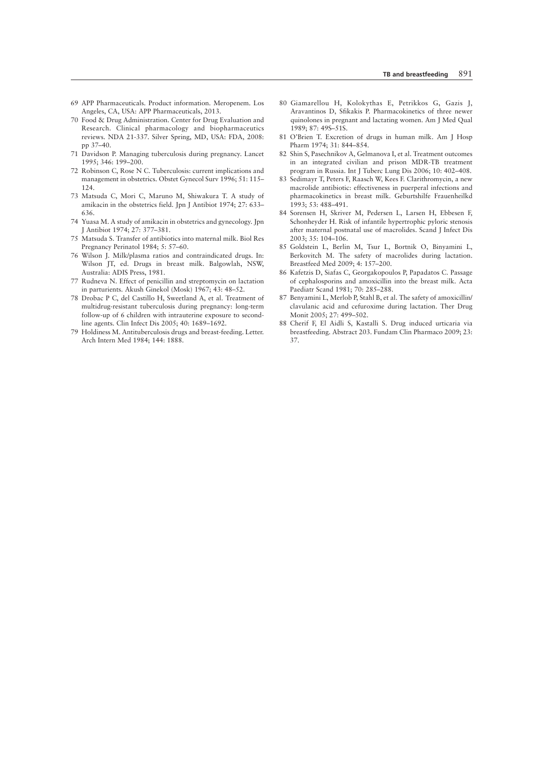69 APP Pharmaceuticals. Product information. Meropenem. Los Angeles, CA, USA: APP Pharmaceuticals, 2013.

70 Food & Drug Administration. Center for Drug Evaluation and Research. Clinical pharmacology and biopharmaceutics reviews. NDA 21-337. Silver Spring, MD, USA: FDA, 2008: pp 37–40.

71 Davidson P. Managing tuberculosis during pregnancy. Lancet 1995; 346: 199–200.

72 Robinson C, Rose N C. Tuberculosis: current implications and management in obstetrics. Obstet Gynecol Surv 1996; 51: 115–124.

73 Matsuda C, Mori C, Maruno M, Shiwakura T. A study of amikacin in the obstetrics field. Jpn J Antibiot 1974; 27: 633–636.

74 Yuasa M. A study of amikacin in obstetrics and gynecology. Jpn J Antibiot 1974; 27: 377–381.

75 Matsuda S. Transfer of antibiotics into maternal milk. Biol Res Pregnancy Perinatol 1984; 5: 57–60.

76 Wilson J. Milk/plasma ratios and contraindicated drugs. In: Wilson JT, ed. Drugs in breast milk. Balgowlah, NSW, Australia: ADIS Press, 1981.

77 Rudneva N. Effect of penicillin and streptomycin on lactation in parturients. Akush Ginekol (Mosk) 1967; 43: 48–52.

78 Drobac P C, del Castillo H, Sweetland A, et al. Treatment of multidrug-resistant tuberculosis during pregnancy: long-term follow-up of 6 children with intrauterine exposure to second-line agents. Clin Infect Dis 2005; 40: 1689–1692.

79 Holdiness M. Antituberculosis drugs and breast-feeding. Letter. Arch Intern Med 1984; 144: 1888.

80 Giamarellou H, Kolokythas E, Petrikkos G, Gazis J, Aravantinos D, Sfikakis P. Pharmacokinetics of three newer quinolones in pregnant and lactating women. Am J Med Qual 1989; 87: 49S–51S.

81 O'Brien T. Excretion of drugs in human milk. Am J Hosp Pharm 1974; 31: 844–854.

82 Shin S, Pasechnikov A, Gelmanova I, et al. Treatment outcomes in an integrated civilian and prison MDR-TB treatment program in Russia. Int J Tuberc Lung Dis 2006; 10: 402–408.

83 Sedimayr T, Peters F, Raasch W, Kees F. Clarithromycin, a new macrolide antibiotic: effectiveness in puerperal infections and pharmacokinetics in breast milk. Geburtshilfe Frauenheilkd 1993; 53: 488–491.

84 Sorensen H, Skriver M, Pedersen L, Larsen H, Ebbesen F, Schonheyder H. Risk of infantile hypertrophic pyloric stenosis after maternal postnatal use of macrolides. Scand J Infect Dis 2003; 35: 104–106.

85 Goldstein L, Berlin M, Tsur L, Bortnik O, Binyamini L, Berkovitch M. The safety of macrolides during lactation. Breastfeed Med 2009; 4: 157–200.

86 Kafetzis D, Siafas C, Georgakopoulos P, Papadatos C. Passage of cephalosporins and amoxicillin into the breast milk. Acta Paediatr Scand 1981; 70: 285–288.

87 Benyamini L, Merlob P, Stahl B, et al. The safety of amoxicillin/clavulanic acid and cefuroxime during lactation. Ther Drug Monit 2005; 27: 499–502.

88 Cherif F, El Aidli S, Kastalli S. Drug induced urticaria via breastfeeding. Abstract 203. Fundam Clin Pharmaco 2009; 23: 37.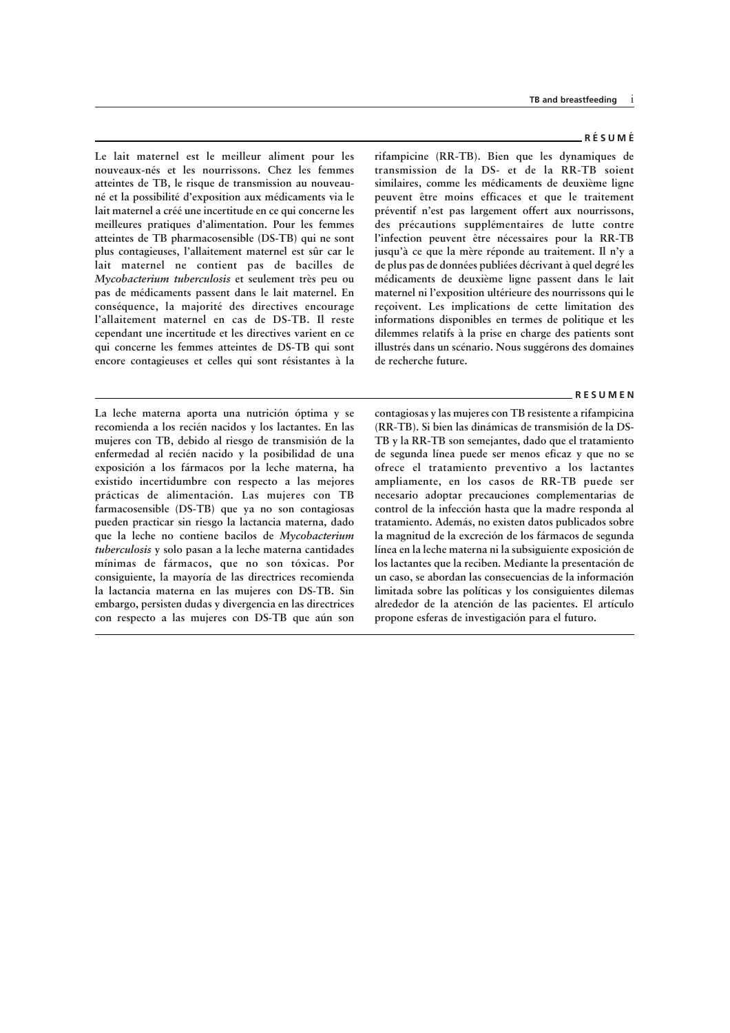## RÉSUMÉ

**Le lait maternel est le meilleur aliment pour les nouveaux-nés et les nourrissons. Chez les femmes atteintes de TB, le risque de transmission au nouveau-né et la possibilité d'exposition aux médicaments via le lait maternel a créé une incertitude en ce qui concerne les meilleures pratiques d'alimentation. Pour les femmes atteintes de TB pharmacosensible (DS-TB) qui ne sont plus contagieuses, l'allaitement maternel est sûr car le lait maternel ne contient pas de bacilles de *Mycobacterium tuberculosis* et seulement très peu ou pas de médicaments passent dans le lait maternel. En conséquence, la majorité des directives encourage l'allaitement maternel en cas de DS-TB. Il reste cependant une incertitude et les directives varient en ce qui concerne les femmes atteintes de DS-TB qui sont encore contagieuses et celles qui sont résistantes à la rifampicine (RR-TB). Bien que les dynamiques de transmission de la DS- et de la RR-TB soient similaires, comme les médicaments de deuxième ligne peuvent être moins efficaces et que le traitement préventif n'est pas largement offert aux nourrissons, des précautions supplémentaires de lutte contre l'infection peuvent être nécessaires pour la RR-TB jusqu'à ce que la mère réponde au traitement. Il n'y a de plus pas de données publiées décrivant à quel degré les médicaments de deuxième ligne passent dans le lait maternel ni l'exposition ultérieure des nourrissons qui le reçoivent. Les implications de cette limitation des informations disponibles en termes de politique et les dilemmes relatifs à la prise en charge des patients sont illustrés dans un scénario. Nous suggérons des domaines de recherche future.**

## RESUMEN

**La leche materna aporta una nutrición óptima y se recomienda a los recién nacidos y los lactantes. En las mujeres con TB, debido al riesgo de transmisión de la enfermedad al recién nacido y la posibilidad de una exposición a los fármacos por la leche materna, ha existido incertidumbre con respecto a las mejores prácticas de alimentación. Las mujeres con TB farmacosensible (DS-TB) que ya no son contagiosas pueden practicar sin riesgo la lactancia materna, dado que la leche no contiene bacilos de *Mycobacterium tuberculosis* y solo pasan a la leche materna cantidades mínimas de fármacos, que no son tóxicas. Por consiguiente, la mayoría de las directrices recomienda la lactancia materna en las mujeres con DS-TB. Sin embargo, persisten dudas y divergencia en las directrices con respecto a las mujeres con DS-TB que aún son contagiosas y las mujeres con TB resistente a rifampicina (RR-TB). Si bien las dinámicas de transmisión de la DS-TB y la RR-TB son semejantes, dado que el tratamiento de segunda línea puede ser menos eficaz y que no se ofrece el tratamiento preventivo a los lactantes ampliamente, en los casos de RR-TB puede ser necesario adoptar precauciones complementarias de control de la infección hasta que la madre responda al tratamiento. Además, no existen datos publicados sobre la magnitud de la excreción de los fármacos de segunda línea en la leche materna ni la subsiguiente exposición de los lactantes que la reciben. Mediante la presentación de un caso, se abordan las consecuencias de la información limitada sobre las políticas y los consiguientes dilemas alrededor de la atención de las pacientes. El artículo propone esferas de investigación para el futuro.**